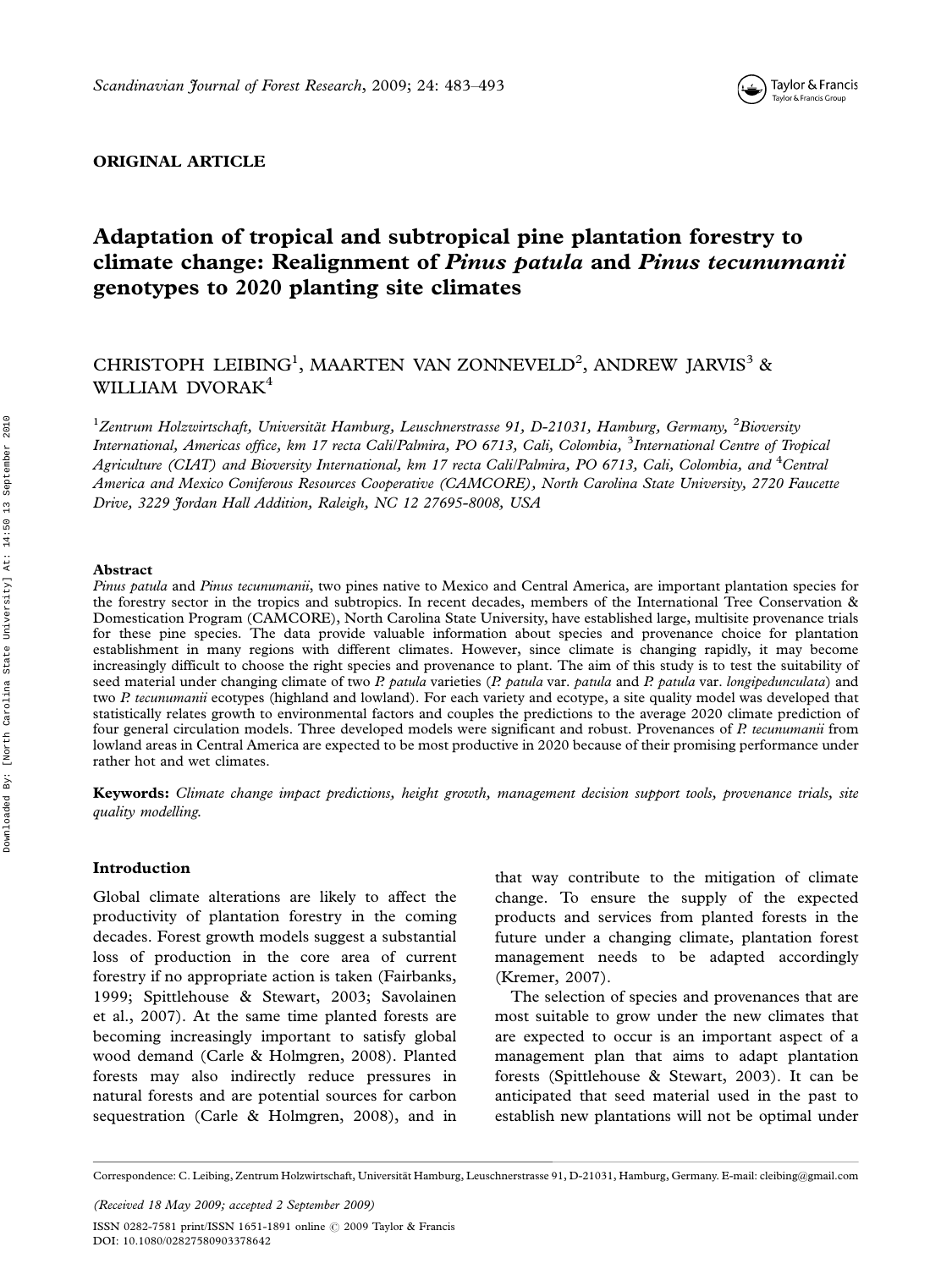ORIGINAL ARTICLE

# Adaptation of tropical and subtropical pine plantation forestry to climate change: Realignment of *Pinus patula* and *Pinus tecunumanii* genotypes to 2020 planting site climates

CHRISTOPH LEIBING[1], MAARTEN VAN ZONNEVELD[2], ANDREW JARVIS[3] & WILLIAM DVORAK[4]

[1]*Zentrum Holzwirtschaft, Universität Hamburg, Leuschnerstrasse 91, D-21031, Hamburg, Germany,* [2]*Bioversity International, Americas office, km 17 recta Cali/Palmira, PO 6713, Cali, Colombia,* [3]*International Centre of Tropical Agriculture (CIAT) and Bioversity International, km 17 recta Cali/Palmira, PO 6713, Cali, Colombia, and* [4]*Central America and Mexico Coniferous Resources Cooperative (CAMCORE), North Carolina State University, 2720 Faucette Drive, 3229 Jordan Hall Addition, Raleigh, NC 12 27695-8008, USA*

### Abstract

*Pinus patula* and *Pinus tecunumanii*, two pines native to Mexico and Central America, are important plantation species for the forestry sector in the tropics and subtropics. In recent decades, members of the International Tree Conservation & Domestication Program (CAMCORE), North Carolina State University, have established large, multisite provenance trials for these pine species. The data provide valuable information about species and provenance choice for plantation establishment in many regions with different climates. However, since climate is changing rapidly, it may become increasingly difficult to choose the right species and provenance to plant. The aim of this study is to test the suitability of seed material under changing climate of two *P. patula* varieties (*P. patula* var. *patula* and *P. patula* var. *longipedunculata*) and two *P. tecunumanii* ecotypes (highland and lowland). For each variety and ecotype, a site quality model was developed that statistically relates growth to environmental factors and couples the predictions to the average 2020 climate prediction of four general circulation models. Three developed models were significant and robust. Provenances of *P. tecunumanii* from lowland areas in Central America are expected to be most productive in 2020 because of their promising performance under rather hot and wet climates.

**Keywords:** *Climate change impact predictions, height growth, management decision support tools, provenance trials, site quality modelling.*

### Introduction

Global climate alterations are likely to affect the productivity of plantation forestry in the coming decades. Forest growth models suggest a substantial loss of production in the core area of current forestry if no appropriate action is taken (Fairbanks, 1999; Spittlehouse & Stewart, 2003; Savolainen et al., 2007). At the same time planted forests are becoming increasingly important to satisfy global wood demand (Carle & Holmgren, 2008). Planted forests may also indirectly reduce pressures in natural forests and are potential sources for carbon sequestration (Carle & Holmgren, 2008), and in that way contribute to the mitigation of climate change. To ensure the supply of the expected products and services from planted forests in the future under a changing climate, plantation forest management needs to be adapted accordingly (Kremer, 2007).

The selection of species and provenances that are most suitable to grow under the new climates that are expected to occur is an important aspect of a management plan that aims to adapt plantation forests (Spittlehouse & Stewart, 2003). It can be anticipated that seed material used in the past to establish new plantations will not be optimal under

Correspondence: C. Leibing, Zentrum Holzwirtschaft, Universität Hamburg, Leuschnerstrasse 91, D-21031, Hamburg, Germany. E-mail: cleibing@gmail.com

(Received 18 May 2009; accepted 2 September 2009)

ISSN 0282-7581 print/ISSN 1651-1891 online © 2009 Taylor & Francis
DOI: 10.1080/02827580903378642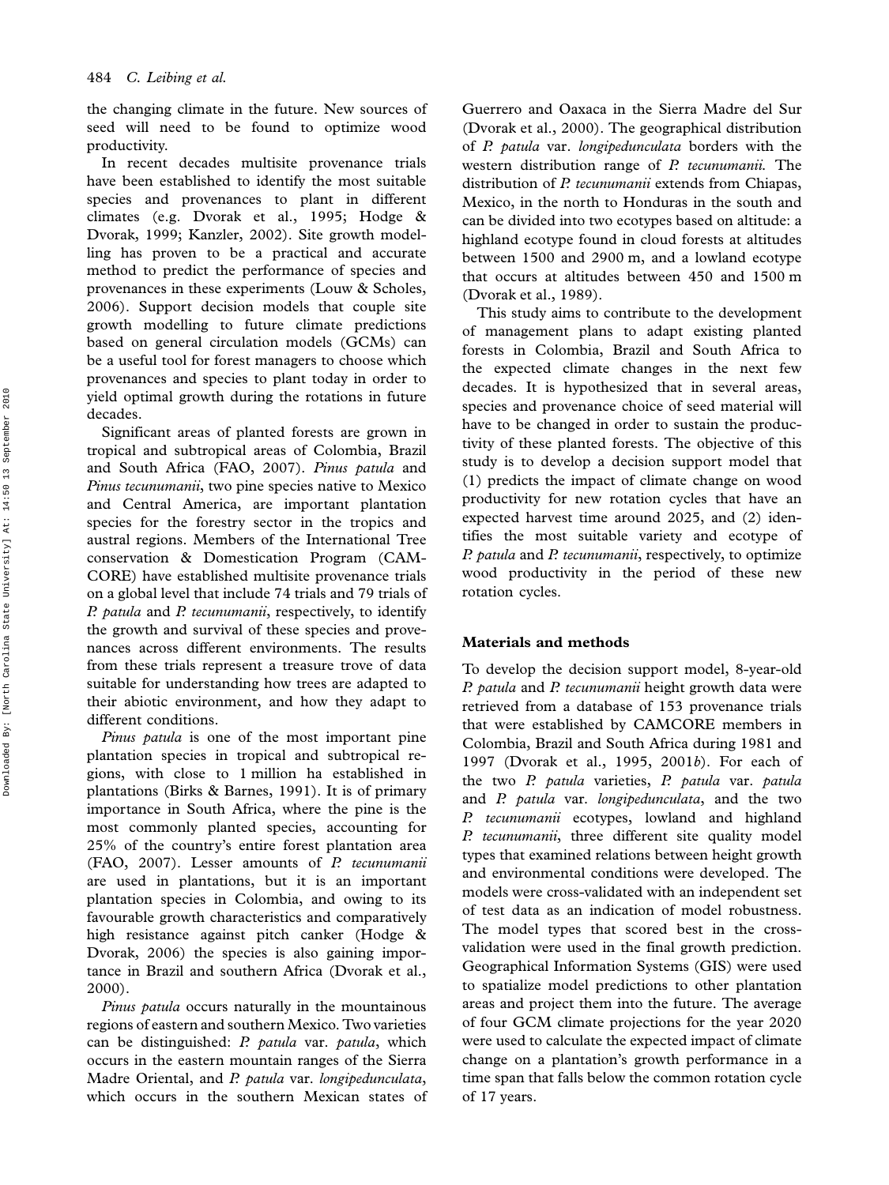the changing climate in the future. New sources of seed will need to be found to optimize wood productivity.

In recent decades multisite provenance trials have been established to identify the most suitable species and provenances to plant in different climates (e.g. Dvorak et al., 1995; Hodge & Dvorak, 1999; Kanzler, 2002). Site growth modelling has proven to be a practical and accurate method to predict the performance of species and provenances in these experiments (Louw & Scholes, 2006). Support decision models that couple site growth modelling to future climate predictions based on general circulation models (GCMs) can be a useful tool for forest managers to choose which provenances and species to plant today in order to yield optimal growth during the rotations in future decades.

Significant areas of planted forests are grown in tropical and subtropical areas of Colombia, Brazil and South Africa (FAO, 2007). *Pinus patula* and *Pinus tecunumanii*, two pine species native to Mexico and Central America, are important plantation species for the forestry sector in the tropics and austral regions. Members of the International Tree conservation & Domestication Program (CAMCORE) have established multisite provenance trials on a global level that include 74 trials and 79 trials of *P. patula* and *P. tecunumanii*, respectively, to identify the growth and survival of these species and provenances across different environments. The results from these trials represent a treasure trove of data suitable for understanding how trees are adapted to their abiotic environment, and how they adapt to different conditions.

*Pinus patula* is one of the most important pine plantation species in tropical and subtropical regions, with close to 1 million ha established in plantations (Birks & Barnes, 1991). It is of primary importance in South Africa, where the pine is the most commonly planted species, accounting for 25% of the country's entire forest plantation area (FAO, 2007). Lesser amounts of *P. tecunumanii* are used in plantations, but it is an important plantation species in Colombia, and owing to its favourable growth characteristics and comparatively high resistance against pitch canker (Hodge & Dvorak, 2006) the species is also gaining importance in Brazil and southern Africa (Dvorak et al., 2000).

*Pinus patula* occurs naturally in the mountainous regions of eastern and southern Mexico. Two varieties can be distinguished: *P. patula* var. *patula*, which occurs in the eastern mountain ranges of the Sierra Madre Oriental, and *P. patula* var. *longipedunculata*, which occurs in the southern Mexican states of Guerrero and Oaxaca in the Sierra Madre del Sur (Dvorak et al., 2000). The geographical distribution of *P. patula* var. *longipedunculata* borders with the western distribution range of *P. tecunumanii*. The distribution of *P. tecunumanii* extends from Chiapas, Mexico, in the north to Honduras in the south and can be divided into two ecotypes based on altitude: a highland ecotype found in cloud forests at altitudes between 1500 and 2900 m, and a lowland ecotype that occurs at altitudes between 450 and 1500 m (Dvorak et al., 1989).

This study aims to contribute to the development of management plans to adapt existing planted forests in Colombia, Brazil and South Africa to the expected climate changes in the next few decades. It is hypothesized that in several areas, species and provenance choice of seed material will have to be changed in order to sustain the productivity of these planted forests. The objective of this study is to develop a decision support model that (1) predicts the impact of climate change on wood productivity for new rotation cycles that have an expected harvest time around 2025, and (2) identifies the most suitable variety and ecotype of *P. patula* and *P. tecunumanii*, respectively, to optimize wood productivity in the period of these new rotation cycles.

## Materials and methods

To develop the decision support model, 8-year-old *P. patula* and *P. tecunumanii* height growth data were retrieved from a database of 153 provenance trials that were established by CAMCORE members in Colombia, Brazil and South Africa during 1981 and 1997 (Dvorak et al., 1995, 2001*b*). For each of the two *P. patula* varieties, *P. patula* var. *patula* and *P. patula* var. *longipedunculata*, and the two *P. tecunumanii* ecotypes, lowland and highland *P. tecunumanii*, three different site quality model types that examined relations between height growth and environmental conditions were developed. The models were cross-validated with an independent set of test data as an indication of model robustness. The model types that scored best in the cross-validation were used in the final growth prediction. Geographical Information Systems (GIS) were used to spatialize model predictions to other plantation areas and project them into the future. The average of four GCM climate projections for the year 2020 were used to calculate the expected impact of climate change on a plantation's growth performance in a time span that falls below the common rotation cycle of 17 years.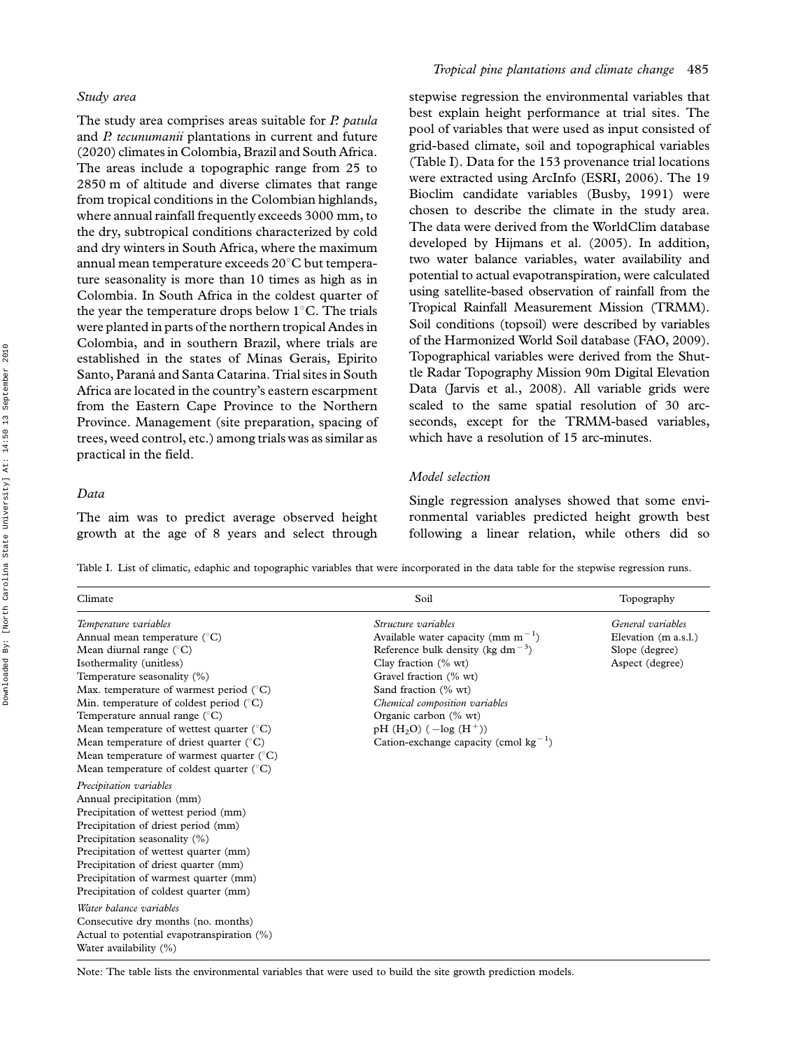### Study area

The study area comprises areas suitable for *P. patula* and *P. tecunumanii* plantations in current and future (2020) climates in Colombia, Brazil and South Africa. The areas include a topographic range from 25 to 2850 m of altitude and diverse climates that range from tropical conditions in the Colombian highlands, where annual rainfall frequently exceeds 3000 mm, to the dry, subtropical conditions characterized by cold and dry winters in South Africa, where the maximum annual mean temperature exceeds 20°C but temperature seasonality is more than 10 times as high as in Colombia. In South Africa in the coldest quarter of the year the temperature drops below 1°C. The trials were planted in parts of the northern tropical Andes in Colombia, and in southern Brazil, where trials are established in the states of Minas Gerais, Epirito Santo, Paraná and Santa Catarina. Trial sites in South Africa are located in the country's eastern escarpment from the Eastern Cape Province to the Northern Province. Management (site preparation, spacing of trees, weed control, etc.) among trials was as similar as practical in the field.

### Data

The aim was to predict average observed height growth at the age of 8 years and select through stepwise regression the environmental variables that best explain height performance at trial sites. The pool of variables that were used as input consisted of grid-based climate, soil and topographical variables (Table I). Data for the 153 provenance trial locations were extracted using ArcInfo (ESRI, 2006). The 19 Bioclim candidate variables (Busby, 1991) were chosen to describe the climate in the study area. The data were derived from the WorldClim database developed by Hijmans et al. (2005). In addition, two water balance variables, water availability and potential to actual evapotranspiration, were calculated using satellite-based observation of rainfall from the Tropical Rainfall Measurement Mission (TRMM). Soil conditions (topsoil) were described by variables of the Harmonized World Soil database (FAO, 2009). Topographical variables were derived from the Shuttle Radar Topography Mission 90m Digital Elevation Data (Jarvis et al., 2008). All variable grids were scaled to the same spatial resolution of 30 arc-seconds, except for the TRMM-based variables, which have a resolution of 15 arc-minutes.

### Model selection

Single regression analyses showed that some environmental variables predicted height growth best following a linear relation, while others did so

Table I. List of climatic, edaphic and topographic variables that were incorporated in the data table for the stepwise regression runs.

| Climate | Soil | Topography |
|---|---|---|
| *Temperature variables* | *Structure variables* | *General variables* |
| Annual mean temperature (°C) | Available water capacity (mm $m^{-1}$) | Elevation (m a.s.l.) |
| Mean diurnal range (°C) | Reference bulk density (kg $dm^{-3}$) | Slope (degree) |
| Isothermality (unitless) | Clay fraction (% wt) | Aspect (degree) |
| Temperature seasonality (%) | Gravel fraction (% wt) | |
| Max. temperature of warmest period (°C) | Sand fraction (% wt) | |
| Min. temperature of coldest period (°C) | *Chemical composition variables* | |
| Temperature annual range (°C) | Organic carbon (% wt) | |
| Mean temperature of wettest quarter (°C) | pH ($H_2O$) ($-\log$ ($H^+$)) | |
| Mean temperature of driest quarter (°C) | Cation-exchange capacity (cmol $kg^{-1}$) | |
| Mean temperature of warmest quarter (°C) | | |
| Mean temperature of coldest quarter (°C) | | |
| *Precipitation variables* | | |
| Annual precipitation (mm) | | |
| Precipitation of wettest period (mm) | | |
| Precipitation of driest period (mm) | | |
| Precipitation seasonality (%) | | |
| Precipitation of wettest quarter (mm) | | |
| Precipitation of driest quarter (mm) | | |
| Precipitation of warmest quarter (mm) | | |
| Precipitation of coldest quarter (mm) | | |
| *Water balance variables* | | |
| Consecutive dry months (no. months) | | |
| Actual to potential evapotranspiration (%) | | |
| Water availability (%) | | |

Note: The table lists the environmental variables that were used to build the site growth prediction models.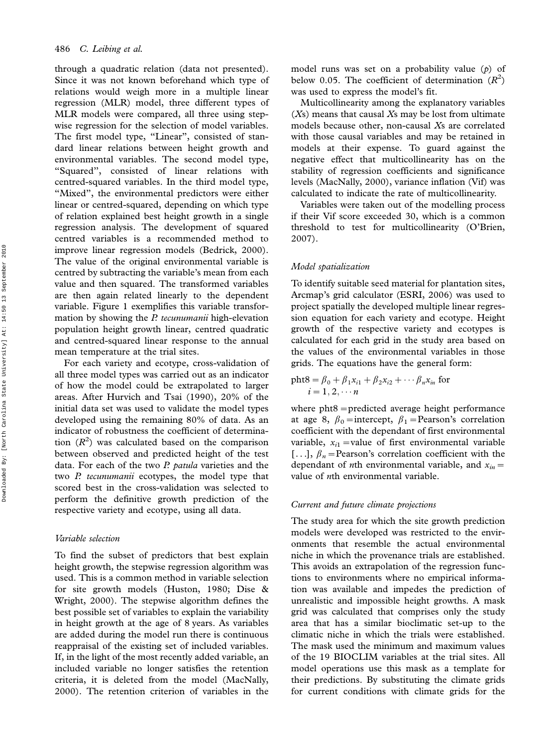through a quadratic relation (data not presented). Since it was not known beforehand which type of relations would weigh more in a multiple linear regression (MLR) model, three different types of MLR models were compared, all three using stepwise regression for the selection of model variables. The first model type, "Linear", consisted of standard linear relations between height growth and environmental variables. The second model type, "Squared", consisted of linear relations with centred-squared variables. In the third model type, "Mixed", the environmental predictors were either linear or centred-squared, depending on which type of relation explained best height growth in a single regression analysis. The development of squared centred variables is a recommended method to improve linear regression models (Bedrick, 2000). The value of the original environmental variable is centred by subtracting the variable's mean from each value and then squared. The transformed variables are then again related linearly to the dependent variable. Figure 1 exemplifies this variable transformation by showing the *P. tecunumanii* high-elevation population height growth linear, centred quadratic and centred-squared linear response to the annual mean temperature at the trial sites.

For each variety and ecotype, cross-validation of all three model types was carried out as an indicator of how the model could be extrapolated to larger areas. After Hurvich and Tsai (1990), 20% of the initial data set was used to validate the model types developed using the remaining 80% of data. As an indicator of robustness the coefficient of determination ($R^2$) was calculated based on the comparison between observed and predicted height of the test data. For each of the two *P. patula* varieties and the two *P. tecunumanii* ecotypes, the model type that scored best in the cross-validation was selected to perform the definitive growth prediction of the respective variety and ecotype, using all data.

### Variable selection

To find the subset of predictors that best explain height growth, the stepwise regression algorithm was used. This is a common method in variable selection for site growth models (Huston, 1980; Dise & Wright, 2000). The stepwise algorithm defines the best possible set of variables to explain the variability in height growth at the age of 8 years. As variables are added during the model run there is continuous reappraisal of the existing set of included variables. If, in the light of the most recently added variable, an included variable no longer satisfies the retention criteria, it is deleted from the model (MacNally, 2000). The retention criterion of variables in the model runs was set on a probability value ($p$) of below 0.05. The coefficient of determination ($R^2$) was used to express the model's fit.

Multicollinearity among the explanatory variables ($X$s) means that causal $X$s may be lost from ultimate models because other, non-causal $X$s are correlated with those causal variables and may be retained in models at their expense. To guard against the negative effect that multicollinearity has on the stability of regression coefficients and significance levels (MacNally, 2000), variance inflation (Vif) was calculated to indicate the rate of multicollinearity.

Variables were taken out of the modelling process if their Vif score exceeded 30, which is a common threshold to test for multicollinearity (O'Brien, 2007).

### Model spatialization

To identify suitable seed material for plantation sites, Arcmap's grid calculator (ESRI, 2006) was used to project spatially the developed multiple linear regression equation for each variety and ecotype. Height growth of the respective variety and ecotypes is calculated for each grid in the study area based on the values of the environmental variables in those grids. The equations have the general form:

$$\text{pht8} = \beta_0 + \beta_1 x_{i1} + \beta_2 x_{i2} + \cdots \beta_n x_{in} \text{ for } i = 1, 2, \cdots n$$

where pht8 = predicted average height performance at age 8, $\beta_0$ = intercept, $\beta_1$ = Pearson's correlation coefficient with the dependant of first environmental variable, $x_{i1}$ = value of first environmental variable [...], $\beta_n$ = Pearson's correlation coefficient with the dependant of $n$th environmental variable, and $x_{in}$ = value of $n$th environmental variable.

### Current and future climate projections

The study area for which the site growth prediction models were developed was restricted to the environments that resemble the actual environmental niche in which the provenance trials are established. This avoids an extrapolation of the regression functions to environments where no empirical information was available and impedes the prediction of unrealistic and impossible height growths. A mask grid was calculated that comprises only the study area that has a similar bioclimatic set-up to the climatic niche in which the trials were established. The mask used the minimum and maximum values of the 19 BIOCLIM variables at the trial sites. All model operations use this mask as a template for their predictions. By substituting the climate grids for current conditions with climate grids for the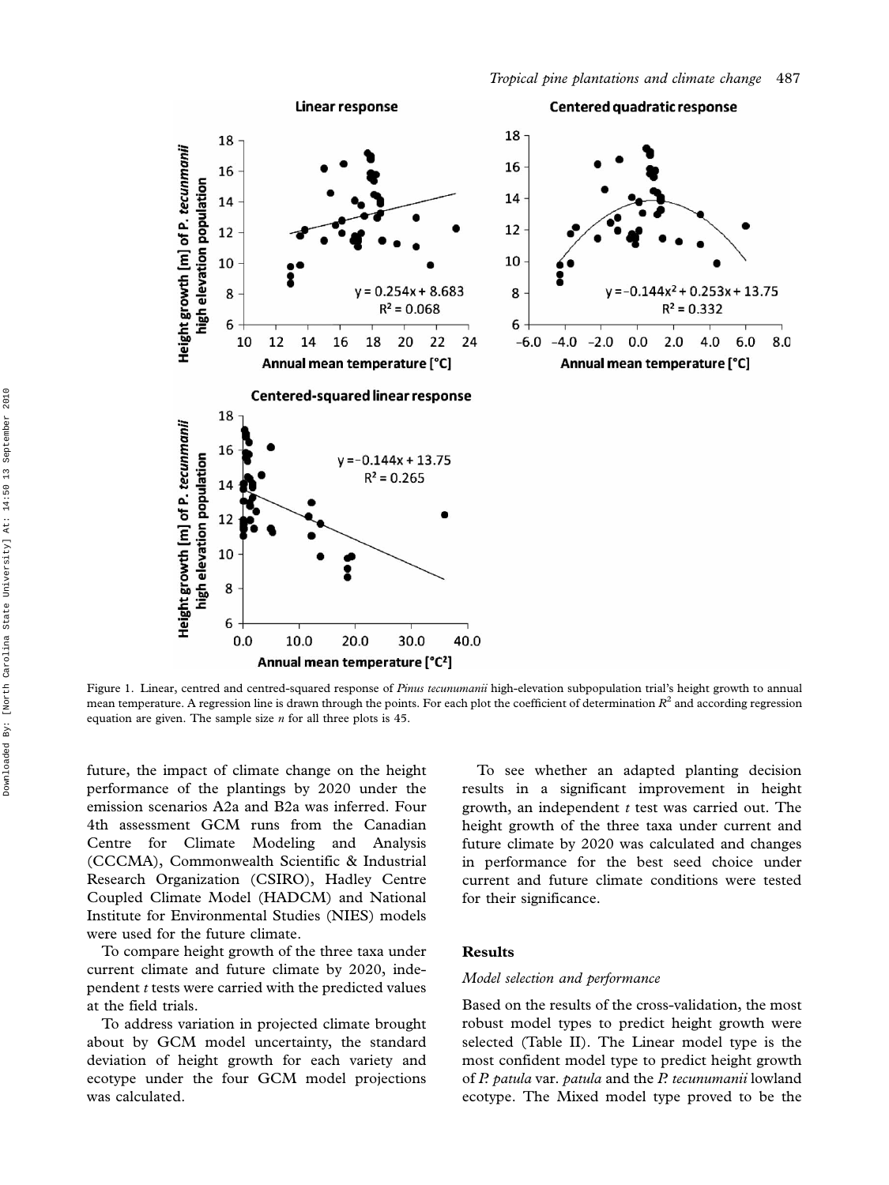Figure 1. Linear, centred and centred-squared response of *Pinus tecunumanii* high-elevation subpopulation trial's height growth to annual mean temperature. A regression line is drawn through the points. For each plot the coefficient of determination $R^2$ and according regression equation are given. The sample size $n$ for all three plots is 45.

future, the impact of climate change on the height performance of the plantings by 2020 under the emission scenarios A2a and B2a was inferred. Four 4th assessment GCM runs from the Canadian Centre for Climate Modeling and Analysis (CCCMA), Commonwealth Scientific & Industrial Research Organization (CSIRO), Hadley Centre Coupled Climate Model (HADCM) and National Institute for Environmental Studies (NIES) models were used for the future climate.

To compare height growth of the three taxa under current climate and future climate by 2020, independent $t$ tests were carried with the predicted values at the field trials.

To address variation in projected climate brought about by GCM model uncertainty, the standard deviation of height growth for each variety and ecotype under the four GCM model projections was calculated.

To see whether an adapted planting decision results in a significant improvement in height growth, an independent $t$ test was carried out. The height growth of the three taxa under current and future climate by 2020 was calculated and changes in performance for the best seed choice under current and future climate conditions were tested for their significance.

## Results

### *Model selection and performance*

Based on the results of the cross-validation, the most robust model types to predict height growth were selected (Table II). The Linear model type is the most confident model type to predict height growth of *P. patula* var. *patula* and the *P. tecunumanii* lowland ecotype. The Mixed model type proved to be the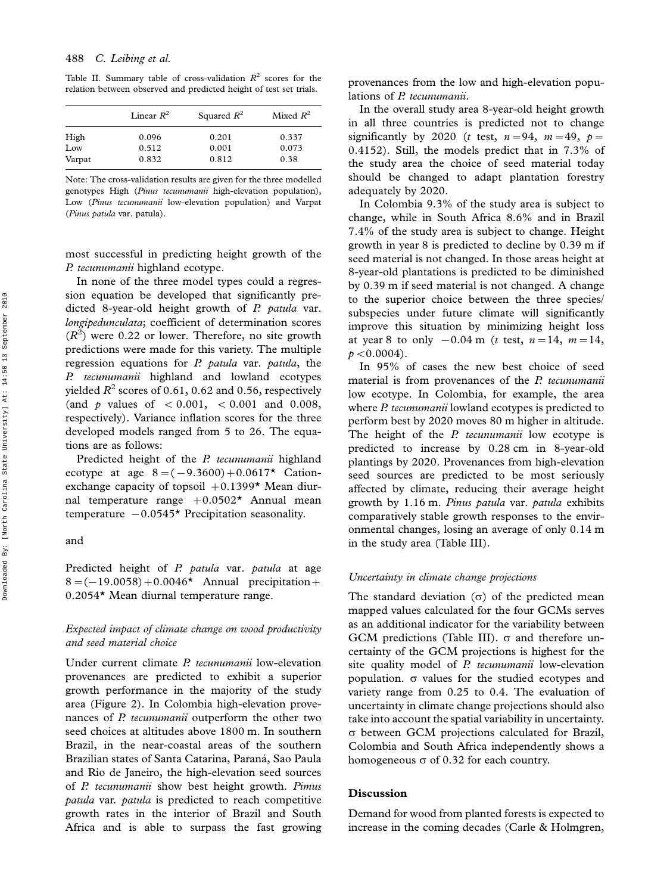Table II. Summary table of cross-validation $R^2$ scores for the relation between observed and predicted height of test set trials.

| | Linear $R^2$ | Squared $R^2$ | Mixed $R^2$ |
|---|---|---|---|
| High | 0.096 | 0.201 | 0.337 |
| Low | 0.512 | 0.001 | 0.073 |
| Varpat | 0.832 | 0.812 | 0.38 |

Note: The cross-validation results are given for the three modelled genotypes High (*Pinus tecunumanii* high-elevation population), Low (*Pinus tecunumanii* low-elevation population) and Varpat (*Pinus patula* var. patula).

most successful in predicting height growth of the *P. tecunumanii* highland ecotype.

In none of the three model types could a regression equation be developed that significantly predicted 8-year-old height growth of *P. patula* var. *longipedunculata*; coefficient of determination scores ($R^2$) were 0.22 or lower. Therefore, no site growth predictions were made for this variety. The multiple regression equations for *P. patula* var. *patula*, the *P. tecunumanii* highland and lowland ecotypes yielded $R^2$ scores of 0.61, 0.62 and 0.56, respectively (and $p$ values of $< 0.001$, $< 0.001$ and 0.008, respectively). Variance inflation scores for the three developed models ranged from 5 to 26. The equations are as follows:

Predicted height of the *P. tecunumanii* highland ecotype at age $8 = (-9.3600) + 0.0617^{\star}$ Cation-exchange capacity of topsoil $+0.1399^{\star}$ Mean diurnal temperature range $+0.0502^{\star}$ Annual mean temperature $-0.0545^{\star}$ Precipitation seasonality.

and

Predicted height of *P. patula* var. *patula* at age $8 = (-19.0058) + 0.0046^{\star}$ Annual precipitation$+$ $0.2054^{\star}$ Mean diurnal temperature range.

### *Expected impact of climate change on wood productivity and seed material choice*

Under current climate *P. tecunumanii* low-elevation provenances are predicted to exhibit a superior growth performance in the majority of the study area (Figure 2). In Colombia high-elevation provenances of *P. tecunumanii* outperform the other two seed choices at altitudes above 1800 m. In southern Brazil, in the near-coastal areas of the southern Brazilian states of Santa Catarina, Paraná, Sao Paula and Rio de Janeiro, the high-elevation seed sources of *P. tecunumanii* show best height growth. *Pimus patula* var. *patula* is predicted to reach competitive growth rates in the interior of Brazil and South Africa and is able to surpass the fast growing provenances from the low and high-elevation populations of *P. tecunumanii*.

In the overall study area 8-year-old height growth in all three countries is predicted not to change significantly by 2020 ($t$ test, $n = 94$, $m = 49$, $p = 0.4152$). Still, the models predict that in 7.3% of the study area the choice of seed material today should be changed to adapt plantation forestry adequately by 2020.

In Colombia 9.3% of the study area is subject to change, while in South Africa 8.6% and in Brazil 7.4% of the study area is subject to change. Height growth in year 8 is predicted to decline by 0.39 m if seed material is not changed. In those areas height at 8-year-old plantations is predicted to be diminished by 0.39 m if seed material is not changed. A change to the superior choice between the three species/subspecies under future climate will significantly improve this situation by minimizing height loss at year 8 to only $-0.04$ m ($t$ test, $n = 14$, $m = 14$, $p < 0.0004$).

In 95% of cases the new best choice of seed material is from provenances of the *P. tecunumanii* low ecotype. In Colombia, for example, the area where *P. tecunumanii* lowland ecotypes is predicted to perform best by 2020 moves 80 m higher in altitude. The height of the *P. tecunumanii* low ecotype is predicted to increase by 0.28 cm in 8-year-old plantings by 2020. Provenances from high-elevation seed sources are predicted to be most seriously affected by climate, reducing their average height growth by 1.16 m. *Pinus patula* var. *patula* exhibits comparatively stable growth responses to the environmental changes, losing an average of only 0.14 m in the study area (Table III).

### *Uncertainty in climate change projections*

The standard deviation ($\sigma$) of the predicted mean mapped values calculated for the four GCMs serves as an additional indicator for the variability between GCM predictions (Table III). $\sigma$ and therefore uncertainty of the GCM projections is highest for the site quality model of *P. tecunumanii* low-elevation population. $\sigma$ values for the studied ecotypes and variety range from 0.25 to 0.4. The evaluation of uncertainty in climate change projections should also take into account the spatial variability in uncertainty. $\sigma$ between GCM projections calculated for Brazil, Colombia and South Africa independently shows a homogeneous $\sigma$ of 0.32 for each country.

## Discussion

Demand for wood from planted forests is expected to increase in the coming decades (Carle & Holmgren,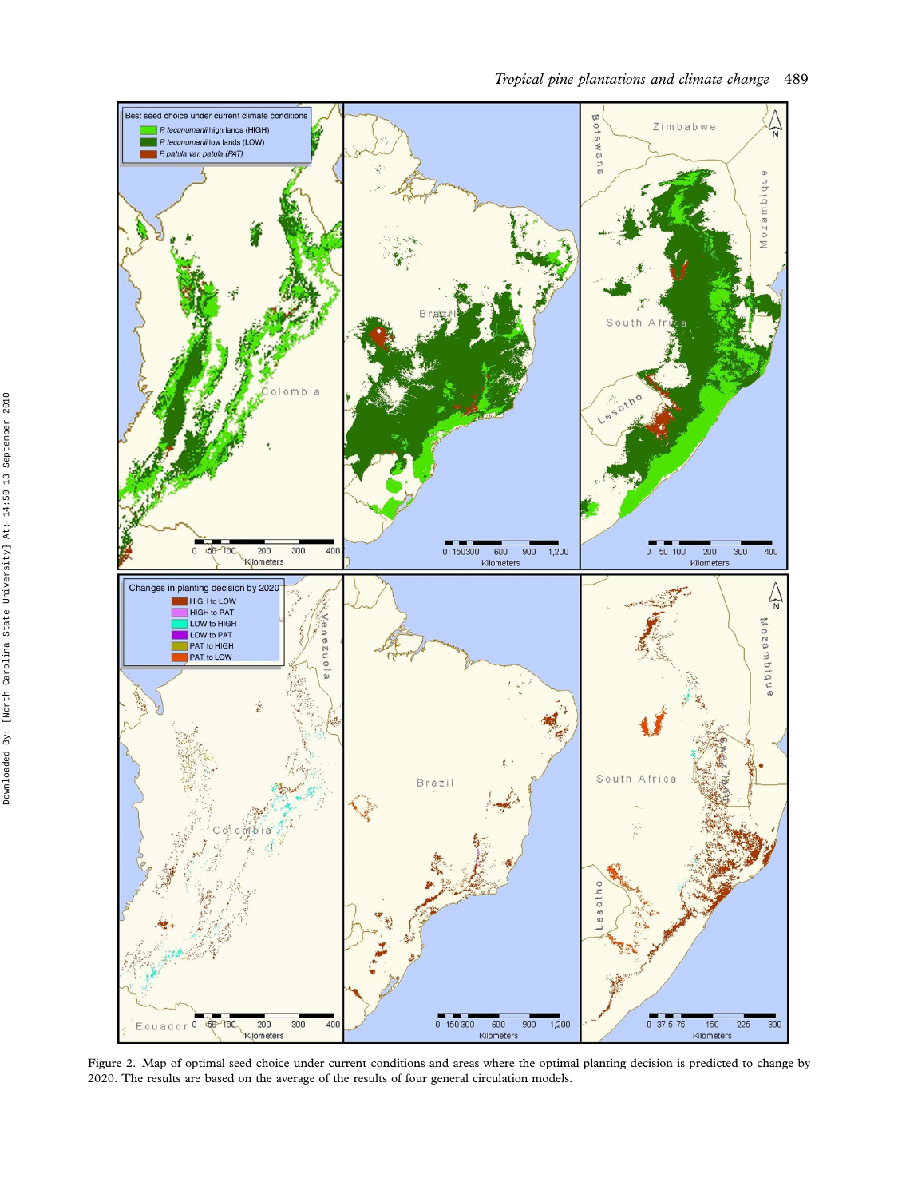Figure 2. Map of optimal seed choice under current conditions and areas where the optimal planting decision is predicted to change by 2020. The results are based on the average of the results of four general circulation models.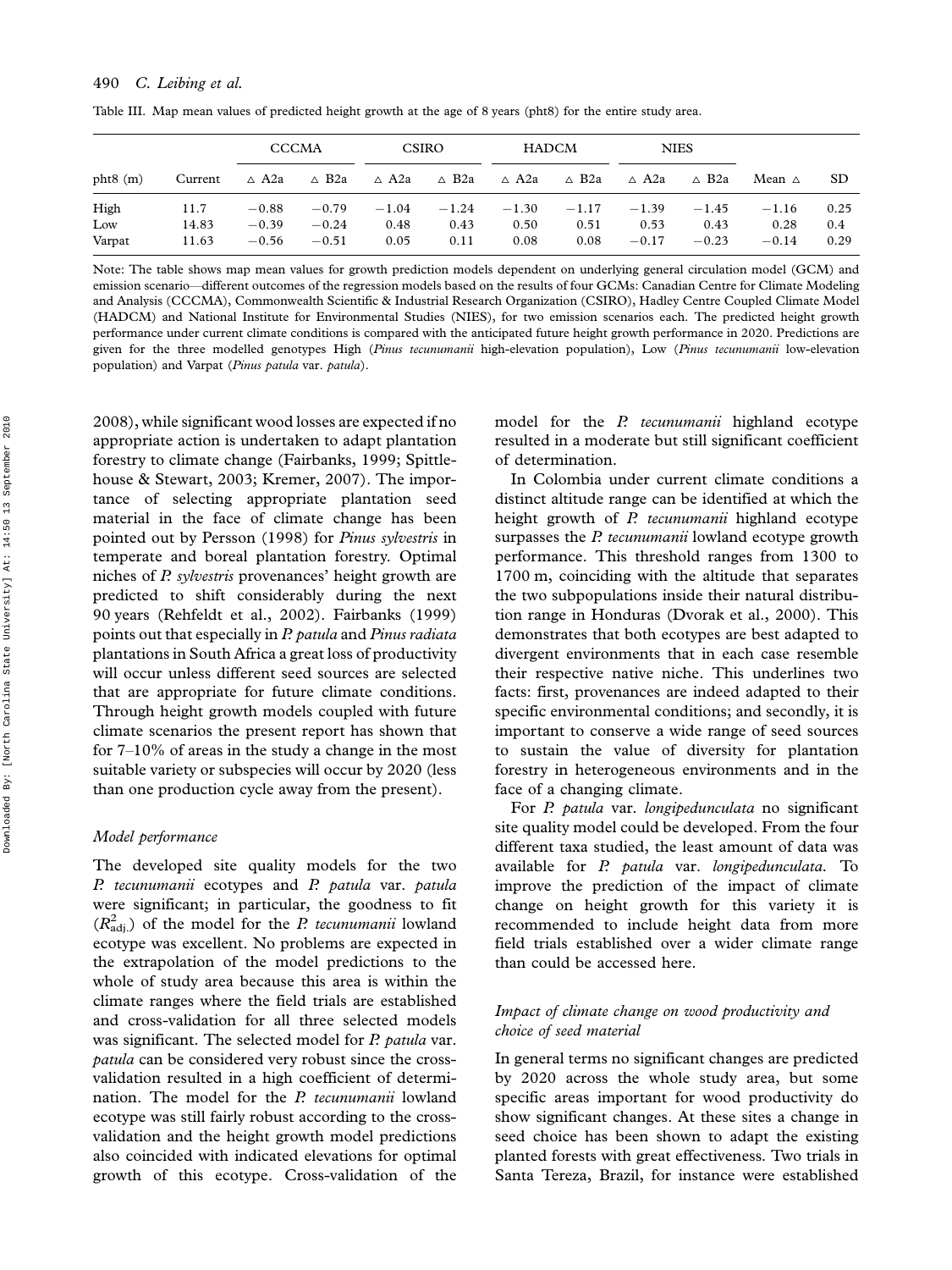Table III. Map mean values of predicted height growth at the age of 8 years (pht8) for the entire study area.

| pht8 (m) | Current | CCCMA | | CSIRO | | HADCM | | NIES | | Mean △ | SD |
|---|---|---|---|---|---|---|---|---|---|---|---|
| | | △ A2a | △ B2a | △ A2a | △ B2a | △ A2a | △ B2a | △ A2a | △ B2a | | |
| High | 11.7 | −0.88 | −0.79 | −1.04 | −1.24 | −1.30 | −1.17 | −1.39 | −1.45 | −1.16 | 0.25 |
| Low | 14.83 | −0.39 | −0.24 | 0.48 | 0.43 | 0.50 | 0.51 | 0.53 | 0.43 | 0.28 | 0.4 |
| Varpat | 11.63 | −0.56 | −0.51 | 0.05 | 0.11 | 0.08 | 0.08 | −0.17 | −0.23 | −0.14 | 0.29 |

Note: The table shows map mean values for growth prediction models dependent on underlying general circulation model (GCM) and emission scenario—different outcomes of the regression models based on the results of four GCMs: Canadian Centre for Climate Modeling and Analysis (CCCMA), Commonwealth Scientific & Industrial Research Organization (CSIRO), Hadley Centre Coupled Climate Model (HADCM) and National Institute for Environmental Studies (NIES), for two emission scenarios each. The predicted height growth performance under current climate conditions is compared with the anticipated future height growth performance in 2020. Predictions are given for the three modelled genotypes High (*Pinus tecunumanii* high-elevation population), Low (*Pinus tecunumanii* low-elevation population) and Varpat (*Pinus patula* var. *patula*).

2008), while significant wood losses are expected if no appropriate action is undertaken to adapt plantation forestry to climate change (Fairbanks, 1999; Spittlehouse & Stewart, 2003; Kremer, 2007). The importance of selecting appropriate plantation seed material in the face of climate change has been pointed out by Persson (1998) for *Pinus sylvestris* in temperate and boreal plantation forestry. Optimal niches of *P. sylvestris* provenances' height growth are predicted to shift considerably during the next 90 years (Rehfeldt et al., 2002). Fairbanks (1999) points out that especially in *P. patula* and *Pinus radiata* plantations in South Africa a great loss of productivity will occur unless different seed sources are selected that are appropriate for future climate conditions. Through height growth models coupled with future climate scenarios the present report has shown that for 7–10% of areas in the study a change in the most suitable variety or subspecies will occur by 2020 (less than one production cycle away from the present).

### Model performance

The developed site quality models for the two *P. tecunumanii* ecotypes and *P. patula* var. *patula* were significant; in particular, the goodness to fit ($R^2_{adj.}$) of the model for the *P. tecunumanii* lowland ecotype was excellent. No problems are expected in the extrapolation of the model predictions to the whole of study area because this area is within the climate ranges where the field trials are established and cross-validation for all three selected models was significant. The selected model for *P. patula* var. *patula* can be considered very robust since the cross-validation resulted in a high coefficient of determination. The model for the *P. tecunumanii* lowland ecotype was still fairly robust according to the cross-validation and the height growth model predictions also coincided with indicated elevations for optimal growth of this ecotype. Cross-validation of the model for the *P. tecunumanii* highland ecotype resulted in a moderate but still significant coefficient of determination.

In Colombia under current climate conditions a distinct altitude range can be identified at which the height growth of *P. tecunumanii* highland ecotype surpasses the *P. tecunumanii* lowland ecotype growth performance. This threshold ranges from 1300 to 1700 m, coinciding with the altitude that separates the two subpopulations inside their natural distribution range in Honduras (Dvorak et al., 2000). This demonstrates that both ecotypes are best adapted to divergent environments that in each case resemble their respective native niche. This underlines two facts: first, provenances are indeed adapted to their specific environmental conditions; and secondly, it is important to conserve a wide range of seed sources to sustain the value of diversity for plantation forestry in heterogeneous environments and in the face of a changing climate.

For *P. patula* var. *longipedunculata* no significant site quality model could be developed. From the four different taxa studied, the least amount of data was available for *P. patula* var. *longipedunculata*. To improve the prediction of the impact of climate change on height growth for this variety it is recommended to include height data from more field trials established over a wider climate range than could be accessed here.

### Impact of climate change on wood productivity and choice of seed material

In general terms no significant changes are predicted by 2020 across the whole study area, but some specific areas important for wood productivity do show significant changes. At these sites a change in seed choice has been shown to adapt the existing planted forests with great effectiveness. Two trials in Santa Tereza, Brazil, for instance were established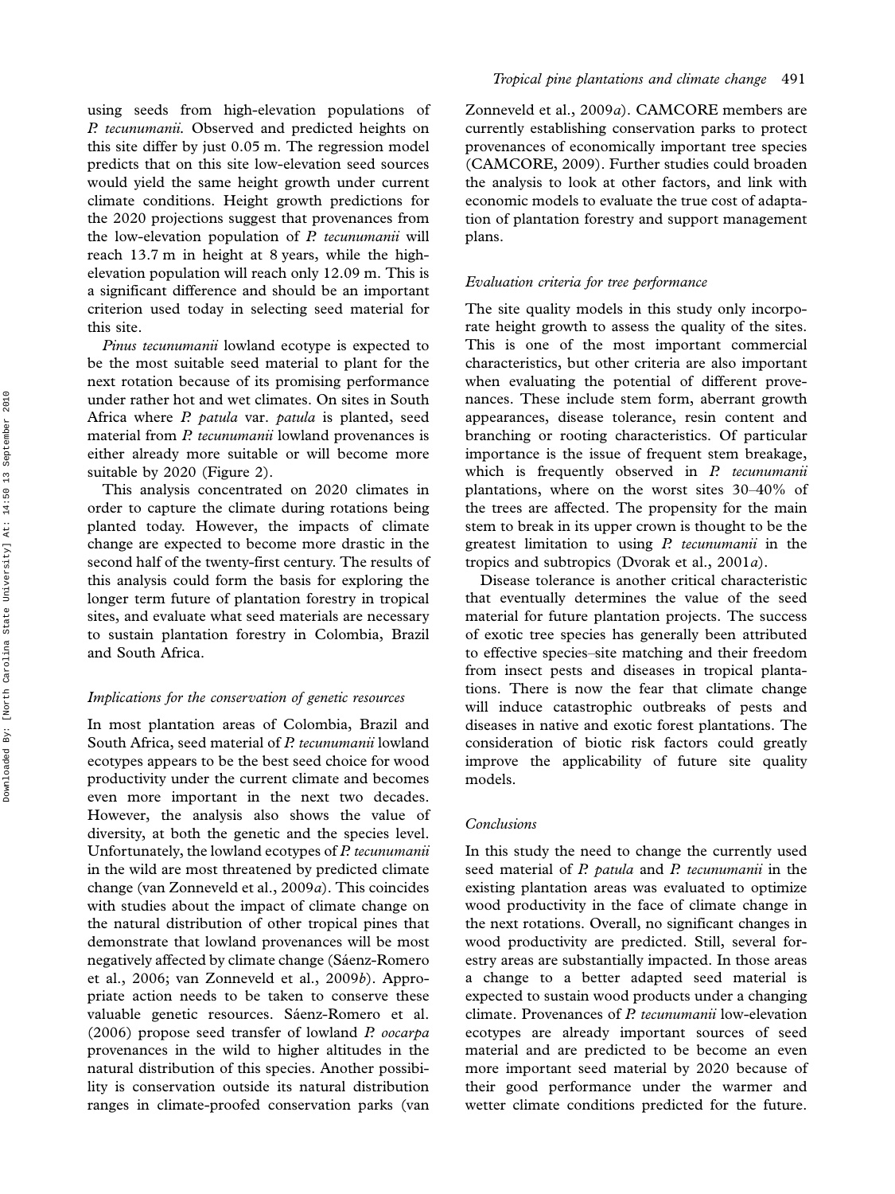using seeds from high-elevation populations of *P. tecunumanii*. Observed and predicted heights on this site differ by just 0.05 m. The regression model predicts that on this site low-elevation seed sources would yield the same height growth under current climate conditions. Height growth predictions for the 2020 projections suggest that provenances from the low-elevation population of *P. tecunumanii* will reach 13.7 m in height at 8 years, while the high-elevation population will reach only 12.09 m. This is a significant difference and should be an important criterion used today in selecting seed material for this site.

*Pinus tecunumanii* lowland ecotype is expected to be the most suitable seed material to plant for the next rotation because of its promising performance under rather hot and wet climates. On sites in South Africa where *P. patula* var. *patula* is planted, seed material from *P. tecunumanii* lowland provenances is either already more suitable or will become more suitable by 2020 (Figure 2).

This analysis concentrated on 2020 climates in order to capture the climate during rotations being planted today. However, the impacts of climate change are expected to become more drastic in the second half of the twenty-first century. The results of this analysis could form the basis for exploring the longer term future of plantation forestry in tropical sites, and evaluate what seed materials are necessary to sustain plantation forestry in Colombia, Brazil and South Africa.

### *Implications for the conservation of genetic resources*

In most plantation areas of Colombia, Brazil and South Africa, seed material of *P. tecunumanii* lowland ecotypes appears to be the best seed choice for wood productivity under the current climate and becomes even more important in the next two decades. However, the analysis also shows the value of diversity, at both the genetic and the species level. Unfortunately, the lowland ecotypes of *P. tecunumanii* in the wild are most threatened by predicted climate change (van Zonneveld et al., 2009*a*). This coincides with studies about the impact of climate change on the natural distribution of other tropical pines that demonstrate that lowland provenances will be most negatively affected by climate change (Sáenz-Romero et al., 2006; van Zonneveld et al., 2009*b*). Appropriate action needs to be taken to conserve these valuable genetic resources. Sáenz-Romero et al. (2006) propose seed transfer of lowland *P. oocarpa* provenances in the wild to higher altitudes in the natural distribution of this species. Another possibility is conservation outside its natural distribution ranges in climate-proofed conservation parks (van Zonneveld et al., 2009*a*). CAMCORE members are currently establishing conservation parks to protect provenances of economically important tree species (CAMCORE, 2009). Further studies could broaden the analysis to look at other factors, and link with economic models to evaluate the true cost of adaptation of plantation forestry and support management plans.

### *Evaluation criteria for tree performance*

The site quality models in this study only incorporate height growth to assess the quality of the sites. This is one of the most important commercial characteristics, but other criteria are also important when evaluating the potential of different provenances. These include stem form, aberrant growth appearances, disease tolerance, resin content and branching or rooting characteristics. Of particular importance is the issue of frequent stem breakage, which is frequently observed in *P. tecunumanii* plantations, where on the worst sites 30–40% of the trees are affected. The propensity for the main stem to break in its upper crown is thought to be the greatest limitation to using *P. tecunumanii* in the tropics and subtropics (Dvorak et al., 2001*a*).

Disease tolerance is another critical characteristic that eventually determines the value of the seed material for future plantation projects. The success of exotic tree species has generally been attributed to effective species–site matching and their freedom from insect pests and diseases in tropical plantations. There is now the fear that climate change will induce catastrophic outbreaks of pests and diseases in native and exotic forest plantations. The consideration of biotic risk factors could greatly improve the applicability of future site quality models.

### *Conclusions*

In this study the need to change the currently used seed material of *P. patula* and *P. tecunumanii* in the existing plantation areas was evaluated to optimize wood productivity in the face of climate change in the next rotations. Overall, no significant changes in wood productivity are predicted. Still, several forestry areas are substantially impacted. In those areas a change to a better adapted seed material is expected to sustain wood products under a changing climate. Provenances of *P. tecunumanii* low-elevation ecotypes are already important sources of seed material and are predicted to be become an even more important seed material by 2020 because of their good performance under the warmer and wetter climate conditions predicted for the future.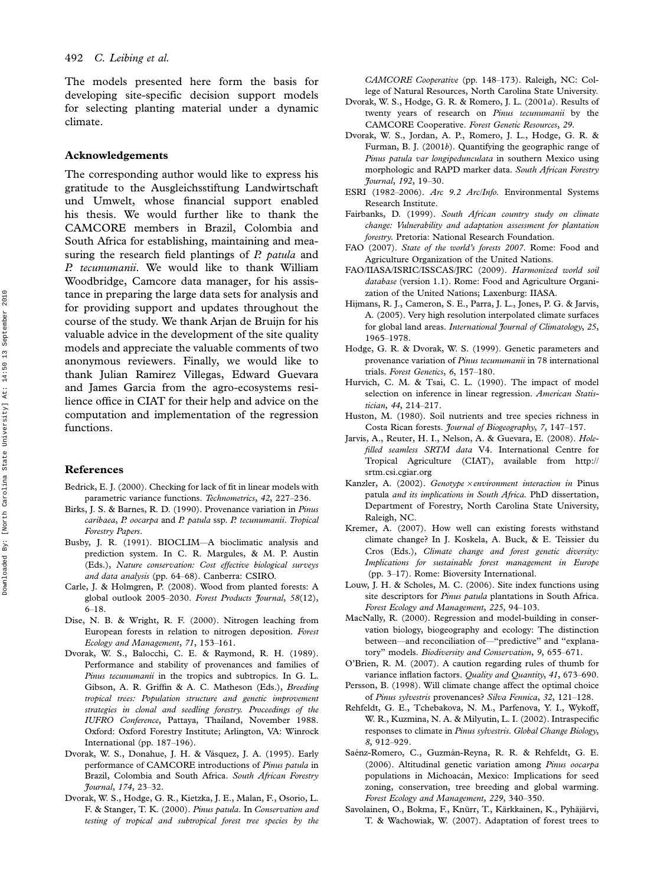The models presented here form the basis for developing site-specific decision support models for selecting planting material under a dynamic climate.

## Acknowledgements

The corresponding author would like to express his gratitude to the Ausgleichsstiftung Landwirtschaft und Umwelt, whose financial support enabled his thesis. We would further like to thank the CAMCORE members in Brazil, Colombia and South Africa for establishing, maintaining and measuring the research field plantings of *P. patula* and *P. tecunumanii*. We would like to thank William Woodbridge, Camcore data manager, for his assistance in preparing the large data sets for analysis and for providing support and updates throughout the course of the study. We thank Arjan de Bruijn for his valuable advice in the development of the site quality models and appreciate the valuable comments of two anonymous reviewers. Finally, we would like to thank Julian Ramirez Villegas, Edward Guevara and James Garcia from the agro-ecosystems resilience office in CIAT for their help and advice on the computation and implementation of the regression functions.

## References

Bedrick, E. J. (2000). Checking for lack of fit in linear models with parametric variance functions. *Technometrics*, *42*, 227–236.

Birks, J. S. & Barnes, R. D. (1990). Provenance variation in *Pinus caribaea*, *P. oocarpa* and *P. patula* ssp. *P. tecunumanii*. *Tropical Forestry Papers*.

Busby, J. R. (1991). BIOCLIM—A bioclimatic analysis and prediction system. In C. R. Margules, & M. P. Austin (Eds.), *Nature conservation: Cost effective biological surveys and data analysis* (pp. 64–68). Canberra: CSIRO.

Carle, J. & Holmgren, P. (2008). Wood from planted forests: A global outlook 2005–2030. *Forest Products Journal*, *58*(12), 6–18.

Dise, N. B. & Wright, R. F. (2000). Nitrogen leaching from European forests in relation to nitrogen deposition. *Forest Ecology and Management*, *71*, 153–161.

Dvorak, W. S., Balocchi, C. E. & Raymond, R. H. (1989). Performance and stability of provenances and families of *Pinus tecunumanii* in the tropics and subtropics. In G. L. Gibson, A. R. Griffin & A. C. Matheson (Eds.), *Breeding tropical trees: Population structure and genetic improvement strategies in clonal and seedling forestry. Proceedings of the IUFRO Conference*, Pattaya, Thailand, November 1988. Oxford: Oxford Forestry Institute; Arlington, VA: Winrock International (pp. 187–196).

Dvorak, W. S., Donahue, J. H. & Vásquez, J. A. (1995). Early performance of CAMCORE introductions of *Pinus patula* in Brazil, Colombia and South Africa. *South African Forestry Journal*, *174*, 23–32.

Dvorak, W. S., Hodge, G. R., Kietzka, J. E., Malan, F., Osorio, L. F. & Stanger, T. K. (2000). *Pinus patula*. In *Conservation and testing of tropical and subtropical forest tree species by the CAMCORE Cooperative* (pp. 148–173). Raleigh, NC: College of Natural Resources, North Carolina State University.

Dvorak, W. S., Hodge, G. R. & Romero, J. L. (2001*a*). Results of twenty years of research on *Pinus tecunumanii* by the CAMCORE Cooperative. *Forest Genetic Resources*, *29*.

Dvorak, W. S., Jordan, A. P., Romero, J. L., Hodge, G. R. & Furman, B. J. (2001*b*). Quantifying the geographic range of *Pinus patula var longipedunculata* in southern Mexico using morphologic and RAPD marker data. *South African Forestry Journal*, *192*, 19–30.

ESRI (1982–2006). *Arc 9.2 Arc/Info*. Environmental Systems Research Institute.

Fairbanks, D. (1999). *South African country study on climate change: Vulnerability and adaptation assessment for plantation forestry*. Pretoria: National Research Foundation.

FAO (2007). *State of the world's forests 2007*. Rome: Food and Agriculture Organization of the United Nations.

FAO/IIASA/ISRIC/ISSCAS/JRC (2009). *Harmonized world soil database* (version 1.1). Rome: Food and Agriculture Organization of the United Nations; Laxenburg: IIASA.

Hijmans, R. J., Cameron, S. E., Parra, J. L., Jones, P. G. & Jarvis, A. (2005). Very high resolution interpolated climate surfaces for global land areas. *International Journal of Climatology*, *25*, 1965–1978.

Hodge, G. R. & Dvorak, W. S. (1999). Genetic parameters and provenance variation of *Pinus tecunumanii* in 78 international trials. *Forest Genetics*, *6*, 157–180.

Hurvich, C. M. & Tsai, C. L. (1990). The impact of model selection on inference in linear regression. *American Statistician*, *44*, 214–217.

Huston, M. (1980). Soil nutrients and tree species richness in Costa Rican forests. *Journal of Biogeography*, *7*, 147–157.

Jarvis, A., Reuter, H. I., Nelson, A. & Guevara, E. (2008). *Hole-filled seamless SRTM data* V4. International Centre for Tropical Agriculture (CIAT), available from http://srtm.csi.cgiar.org

Kanzler, A. (2002). *Genotype × environment interaction in* Pinus patula *and its implications in South Africa*. PhD dissertation, Department of Forestry, North Carolina State University, Raleigh, NC.

Kremer, A. (2007). How well can existing forests withstand climate change? In J. Koskela, A. Buck, & E. Teissier du Cros (Eds.), *Climate change and forest genetic diversity: Implications for sustainable forest management in Europe* (pp. 3–17). Rome: Bioversity International.

Louw, J. H. & Scholes, M. C. (2006). Site index functions using site descriptors for *Pinus patula* plantations in South Africa. *Forest Ecology and Management*, *225*, 94–103.

MacNally, R. (2000). Regression and model-building in conservation biology, biogeography and ecology: The distinction between—and reconciliation of—"predictive" and "explanatory" models. *Biodiversity and Conservation*, *9*, 655–671.

O'Brien, R. M. (2007). A caution regarding rules of thumb for variance inflation factors. *Quality and Quantity*, *41*, 673–690.

Persson, B. (1998). Will climate change affect the optimal choice of *Pinus sylvestris* provenances? *Silva Fennica*, *32*, 121–128.

Rehfeldt, G. E., Tchebakova, N. M., Parfenova, Y. I., Wykoff, W. R., Kuzmina, N. A. & Milyutin, L. I. (2002). Intraspecific responses to climate in *Pinus sylvestris*. *Global Change Biology*, *8*, 912–929.

Saénz-Romero, C., Guzmán-Reyna, R. R. & Rehfeldt, G. E. (2006). Altitudinal genetic variation among *Pinus oocarpa* populations in Michoacán, Mexico: Implications for seed zoning, conservation, tree breeding and global warming. *Forest Ecology and Management*, *229*, 340–350.

Savolainen, O., Bokma, F., Knürr, T., Kärkkainen, K., Pyhäjärvi, T. & Wachowiak, W. (2007). Adaptation of forest trees to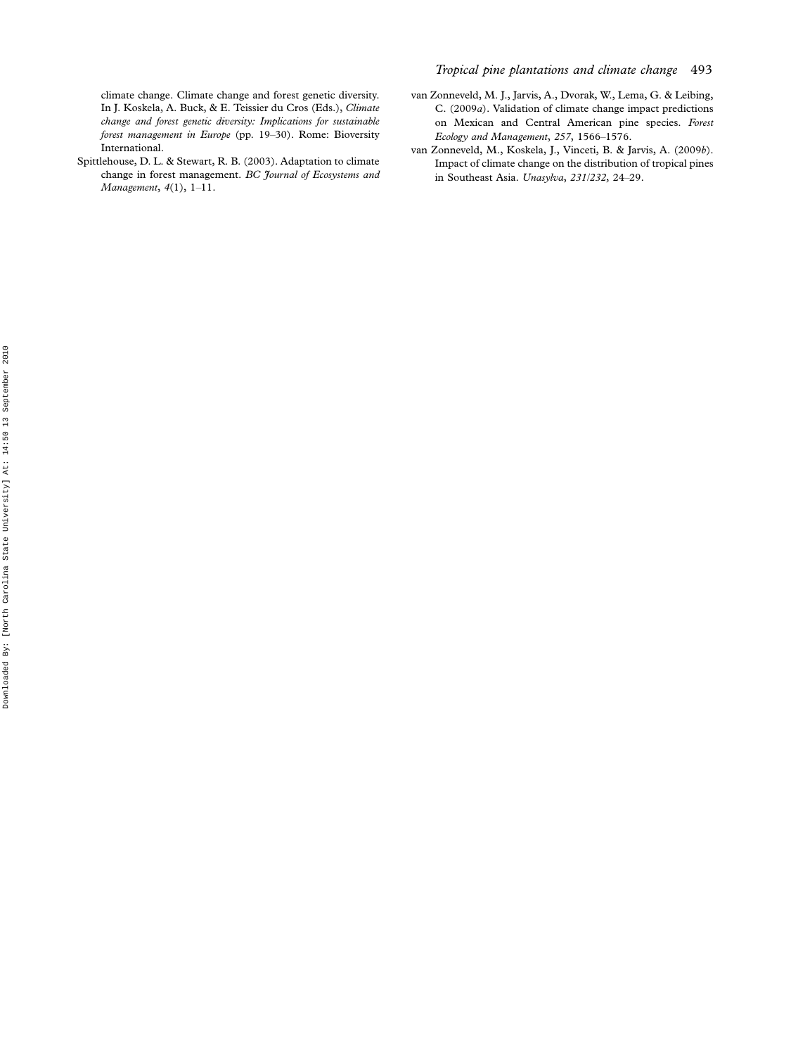climate change. Climate change and forest genetic diversity. In J. Koskela, A. Buck, & E. Teissier du Cros (Eds.), *Climate change and forest genetic diversity: Implications for sustainable forest management in Europe* (pp. 19–30). Rome: Bioversity International.

Spittlehouse, D. L. & Stewart, R. B. (2003). Adaptation to climate change in forest management. *BC Journal of Ecosystems and Management*, *4*(1), 1–11.

van Zonneveld, M. J., Jarvis, A., Dvorak, W., Lema, G. & Leibing, C. (2009*a*). Validation of climate change impact predictions on Mexican and Central American pine species. *Forest Ecology and Management*, *257*, 1566–1576.

van Zonneveld, M., Koskela, J., Vinceti, B. & Jarvis, A. (2009*b*). Impact of climate change on the distribution of tropical pines in Southeast Asia. *Unasylva*, *231*/*232*, 24–29.